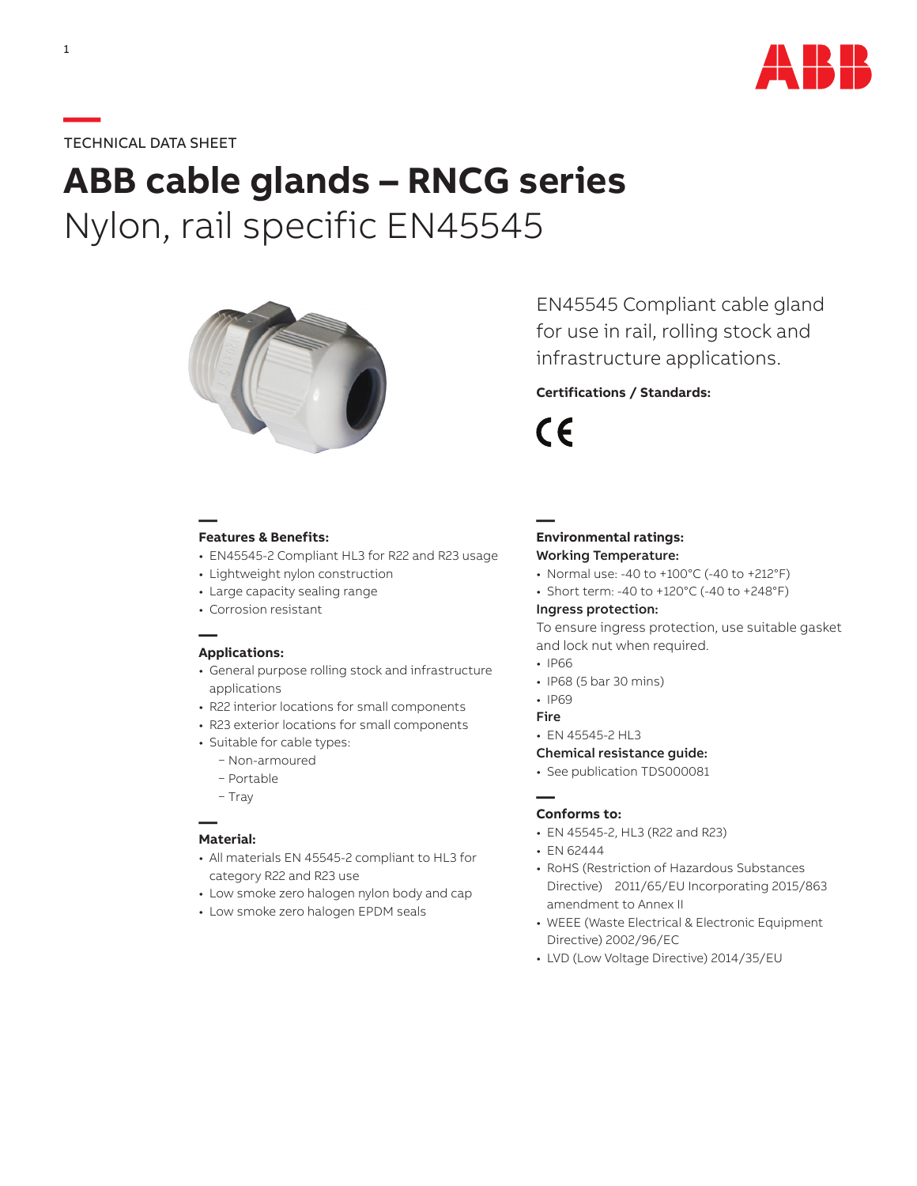TECHNICAL DATA SHEET

# ABB cable glands – RNCG series

## Nylon, rail specific EN45545

EN45545 Compliant cable gland for use in rail, rolling stock and infrastructure applications.

**Certifications / Standards:**

CE

### Features & Benefits:

- EN45545-2 Compliant HL3 for R22 and R23 usage
- Lightweight nylon construction
- Large capacity sealing range
- Corrosion resistant

### Applications:

- General purpose rolling stock and infrastructure applications
- R22 interior locations for small components
- R23 exterior locations for small components
- Suitable for cable types:
  - Non-armoured
  - Portable
  - Tray

### Material:

- All materials EN 45545-2 compliant to HL3 for category R22 and R23 use
- Low smoke zero halogen nylon body and cap
- Low smoke zero halogen EPDM seals

### Environmental ratings:

**Working Temperature:**

- Normal use: -40 to +100°C (-40 to +212°F)
- Short term: -40 to +120°C (-40 to +248°F)

**Ingress protection:**

To ensure ingress protection, use suitable gasket and lock nut when required.

- IP66
- IP68 (5 bar 30 mins)
- IP69

**Fire**

- EN 45545-2 HL3

**Chemical resistance guide:**

- See publication TDS000081

### Conforms to:

- EN 45545-2, HL3 (R22 and R23)
- EN 62444
- RoHS (Restriction of Hazardous Substances Directive) 2011/65/EU Incorporating 2015/863 amendment to Annex II
- WEEE (Waste Electrical & Electronic Equipment Directive) 2002/96/EC
- LVD (Low Voltage Directive) 2014/35/EU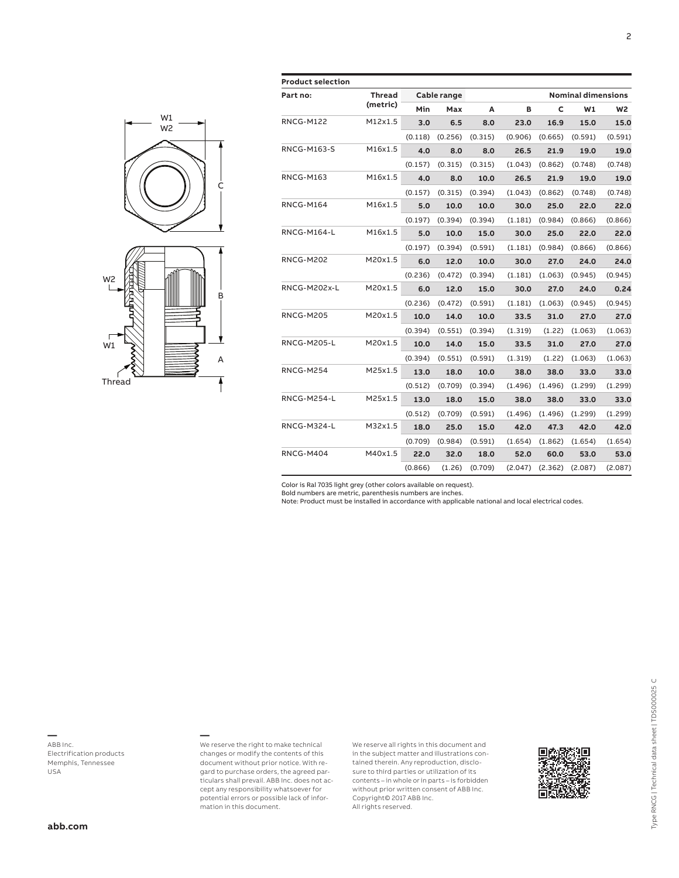**Product selection**

| Part no: | Thread (metric) | Cable range | | Nominal dimensions | | | | |
|---|---|---|---|---|---|---|---|---|
| | | Min | Max | A | B | C | W1 | W2 |
| RNCG-M122 | M12x1.5 | **3.0** | **6.5** | **8.0** | **23.0** | **16.9** | **15.0** | **15.0** |
| | | (0.118) | (0.256) | (0.315) | (0.906) | (0.665) | (0.591) | (0.591) |
| RNCG-M163-S | M16x1.5 | **4.0** | **8.0** | **8.0** | **26.5** | **21.9** | **19.0** | **19.0** |
| | | (0.157) | (0.315) | (0.315) | (1.043) | (0.862) | (0.748) | (0.748) |
| RNCG-M163 | M16x1.5 | **4.0** | **8.0** | **10.0** | **26.5** | **21.9** | **19.0** | **19.0** |
| | | (0.157) | (0.315) | (0.394) | (1.043) | (0.862) | (0.748) | (0.748) |
| RNCG-M164 | M16x1.5 | **5.0** | **10.0** | **10.0** | **30.0** | **25.0** | **22.0** | **22.0** |
| | | (0.197) | (0.394) | (0.394) | (1.181) | (0.984) | (0.866) | (0.866) |
| RNCG-M164-L | M16x1.5 | **5.0** | **10.0** | **15.0** | **30.0** | **25.0** | **22.0** | **22.0** |
| | | (0.197) | (0.394) | (0.591) | (1.181) | (0.984) | (0.866) | (0.866) |
| RNCG-M202 | M20x1.5 | **6.0** | **12.0** | **10.0** | **30.0** | **27.0** | **24.0** | **24.0** |
| | | (0.236) | (0.472) | (0.394) | (1.181) | (1.063) | (0.945) | (0.945) |
| RNCG-M202x-L | M20x1.5 | **6.0** | **12.0** | **15.0** | **30.0** | **27.0** | **24.0** | **0.24** |
| | | (0.236) | (0.472) | (0.591) | (1.181) | (1.063) | (0.945) | (0.945) |
| RNCG-M205 | M20x1.5 | **10.0** | **14.0** | **10.0** | **33.5** | **31.0** | **27.0** | **27.0** |
| | | (0.394) | (0.551) | (0.394) | (1.319) | (1.22) | (1.063) | (1.063) |
| RNCG-M205-L | M20x1.5 | **10.0** | **14.0** | **15.0** | **33.5** | **31.0** | **27.0** | **27.0** |
| | | (0.394) | (0.551) | (0.591) | (1.319) | (1.22) | (1.063) | (1.063) |
| RNCG-M254 | M25x1.5 | **13.0** | **18.0** | **10.0** | **38.0** | **38.0** | **33.0** | **33.0** |
| | | (0.512) | (0.709) | (0.394) | (1.496) | (1.496) | (1.299) | (1.299) |
| RNCG-M254-L | M25x1.5 | **13.0** | **18.0** | **15.0** | **38.0** | **38.0** | **33.0** | **33.0** |
| | | (0.512) | (0.709) | (0.591) | (1.496) | (1.496) | (1.299) | (1.299) |
| RNCG-M324-L | M32x1.5 | **18.0** | **25.0** | **15.0** | **42.0** | **47.3** | **42.0** | **42.0** |
| | | (0.709) | (0.984) | (0.591) | (1.654) | (1.862) | (1.654) | (1.654) |
| RNCG-M404 | M40x1.5 | **22.0** | **32.0** | **18.0** | **52.0** | **60.0** | **53.0** | **53.0** |
| | | (0.866) | (1.26) | (0.709) | (2.047) | (2.362) | (2.087) | (2.087) |

Color is Ral 7035 light grey (other colors available on request).
Bold numbers are metric, parenthesis numbers are inches.
Note: Product must be installed in accordance with applicable national and local electrical codes.

W1
W2
C
W2
B
W1
A
Thread

ABB Inc.
Electrification products
Memphis, Tennessee
USA

We reserve the right to make technical changes or modify the contents of this document without prior notice. With regard to purchase orders, the agreed particulars shall prevail. ABB Inc. does not accept any responsibility whatsoever for potential errors or possible lack of information in this document.

We reserve all rights in this document and in the subject matter and illustrations contained therein. Any reproduction, disclosure to third parties or utilization of its contents – in whole or in parts – is forbidden without prior written consent of ABB Inc. Copyright© 2017 ABB Inc.
All rights reserved.

**abb.com**

Type RNCG | Technical data sheet | TDS000025 C